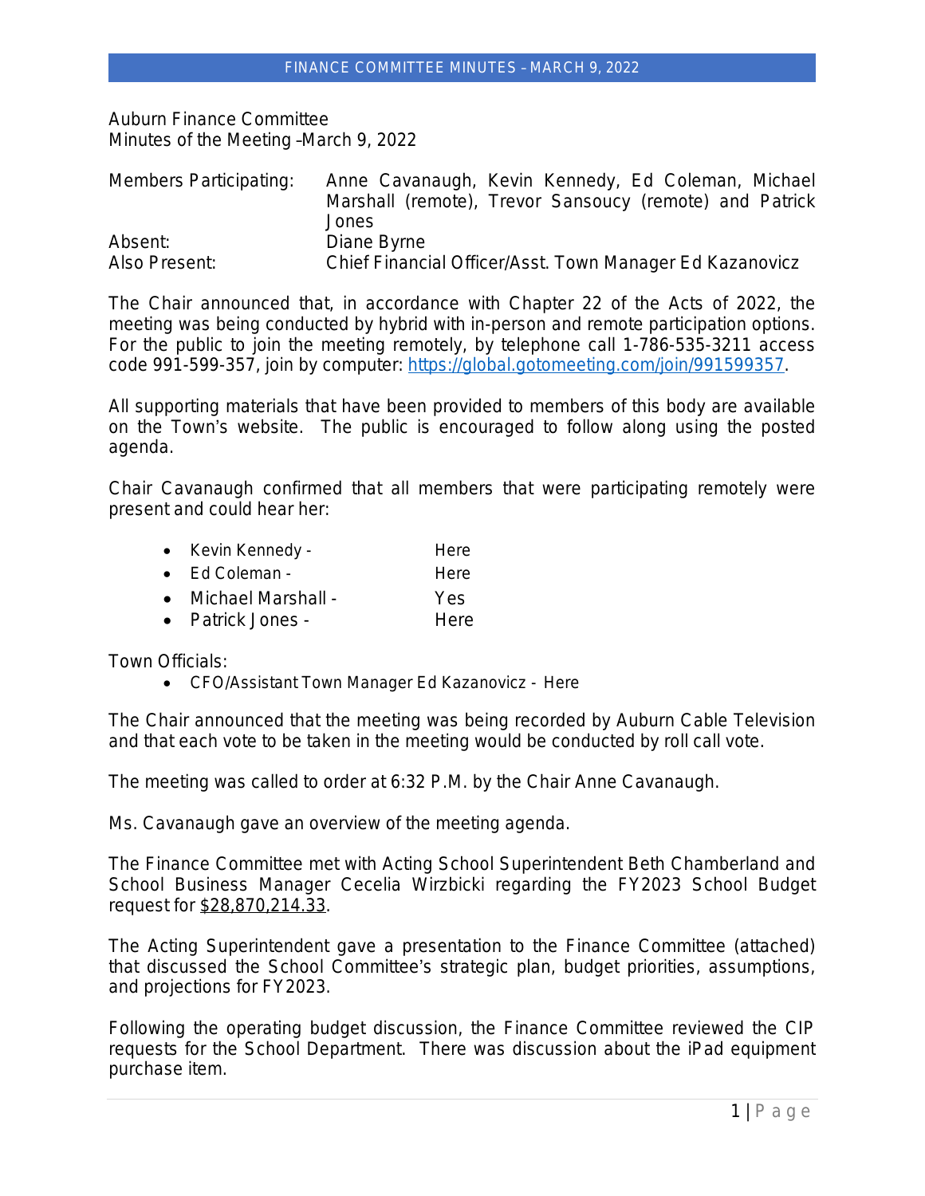Auburn Finance Committee
Minutes of the Meeting –March 9, 2022

| Members Participating: | Anne Cavanaugh, Kevin Kennedy, Ed Coleman, Michael Marshall (remote), Trevor Sansoucy (remote) and Patrick Jones |
|---|---|
| Absent: | Diane Byrne |
| Also Present: | Chief Financial Officer/Asst. Town Manager Ed Kazanovicz |

The Chair announced that, in accordance with Chapter 22 of the Acts of 2022, the meeting was being conducted by hybrid with in-person and remote participation options. For the public to join the meeting remotely, by telephone call 1-786-535-3211 access code 991-599-357, join by computer: https://global.gotomeeting.com/join/991599357.

All supporting materials that have been provided to members of this body are available on the Town's website. The public is encouraged to follow along using the posted agenda.

Chair Cavanaugh confirmed that all members that were participating remotely were present and could hear her:

- Kevin Kennedy - Here
- Ed Coleman - Here
- Michael Marshall - Yes
- Patrick Jones - Here

Town Officials:

- CFO/Assistant Town Manager Ed Kazanovicz - Here

The Chair announced that the meeting was being recorded by Auburn Cable Television and that each vote to be taken in the meeting would be conducted by roll call vote.

The meeting was called to order at 6:32 P.M. by the Chair Anne Cavanaugh.

Ms. Cavanaugh gave an overview of the meeting agenda.

The Finance Committee met with Acting School Superintendent Beth Chamberland and School Business Manager Cecelia Wirzbicki regarding the FY2023 School Budget request for $28,870,214.33.

The Acting Superintendent gave a presentation to the Finance Committee (attached) that discussed the School Committee's strategic plan, budget priorities, assumptions, and projections for FY2023.

Following the operating budget discussion, the Finance Committee reviewed the CIP requests for the School Department. There was discussion about the iPad equipment purchase item.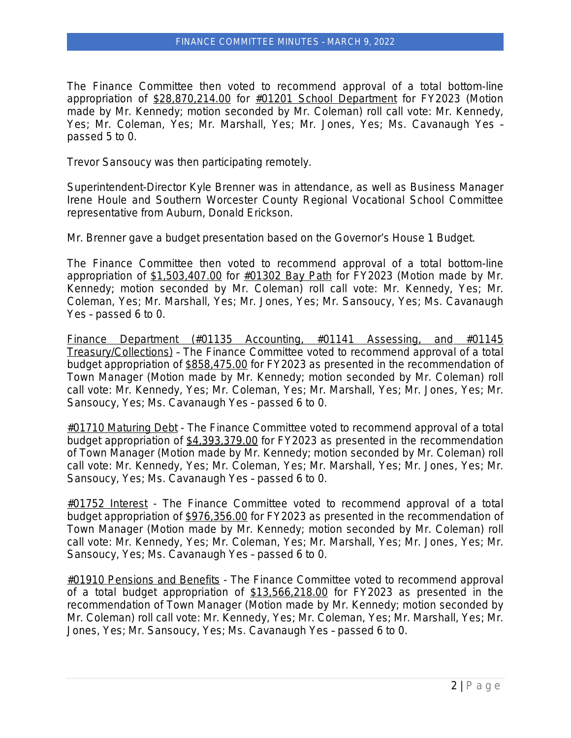The Finance Committee then voted to recommend approval of a total bottom-line appropriation of <u>$28,870,214.00</u> for <u>#01201 School Department</u> for FY2023 (Motion made by Mr. Kennedy; motion seconded by Mr. Coleman) roll call vote: Mr. Kennedy, Yes; Mr. Coleman, Yes; Mr. Marshall, Yes; Mr. Jones, Yes; Ms. Cavanaugh Yes – passed 5 to 0.

Trevor Sansoucy was then participating remotely.

Superintendent-Director Kyle Brenner was in attendance, as well as Business Manager Irene Houle and Southern Worcester County Regional Vocational School Committee representative from Auburn, Donald Erickson.

Mr. Brenner gave a budget presentation based on the Governor's House 1 Budget.

The Finance Committee then voted to recommend approval of a total bottom-line appropriation of <u>$1,503,407.00</u> for <u>#01302 Bay Path</u> for FY2023 (Motion made by Mr. Kennedy; motion seconded by Mr. Coleman) roll call vote: Mr. Kennedy, Yes; Mr. Coleman, Yes; Mr. Marshall, Yes; Mr. Jones, Yes; Mr. Sansoucy, Yes; Ms. Cavanaugh Yes – passed 6 to 0.

<u>Finance Department (#01135 Accounting, #01141 Assessing, and #01145 Treasury/Collections)</u> – The Finance Committee voted to recommend approval of a total budget appropriation of <u>$858,475.00</u> for FY2023 as presented in the recommendation of Town Manager (Motion made by Mr. Kennedy; motion seconded by Mr. Coleman) roll call vote: Mr. Kennedy, Yes; Mr. Coleman, Yes; Mr. Marshall, Yes; Mr. Jones, Yes; Mr. Sansoucy, Yes; Ms. Cavanaugh Yes – passed 6 to 0.

<u>#01710 Maturing Debt</u> - The Finance Committee voted to recommend approval of a total budget appropriation of <u>$4,393,379.00</u> for FY2023 as presented in the recommendation of Town Manager (Motion made by Mr. Kennedy; motion seconded by Mr. Coleman) roll call vote: Mr. Kennedy, Yes; Mr. Coleman, Yes; Mr. Marshall, Yes; Mr. Jones, Yes; Mr. Sansoucy, Yes; Ms. Cavanaugh Yes – passed 6 to 0.

<u>#01752 Interest</u> - The Finance Committee voted to recommend approval of a total budget appropriation of <u>$976,356.00</u> for FY2023 as presented in the recommendation of Town Manager (Motion made by Mr. Kennedy; motion seconded by Mr. Coleman) roll call vote: Mr. Kennedy, Yes; Mr. Coleman, Yes; Mr. Marshall, Yes; Mr. Jones, Yes; Mr. Sansoucy, Yes; Ms. Cavanaugh Yes – passed 6 to 0.

<u>#01910 Pensions and Benefits</u> - The Finance Committee voted to recommend approval of a total budget appropriation of <u>$13,566,218.00</u> for FY2023 as presented in the recommendation of Town Manager (Motion made by Mr. Kennedy; motion seconded by Mr. Coleman) roll call vote: Mr. Kennedy, Yes; Mr. Coleman, Yes; Mr. Marshall, Yes; Mr. Jones, Yes; Mr. Sansoucy, Yes; Ms. Cavanaugh Yes – passed 6 to 0.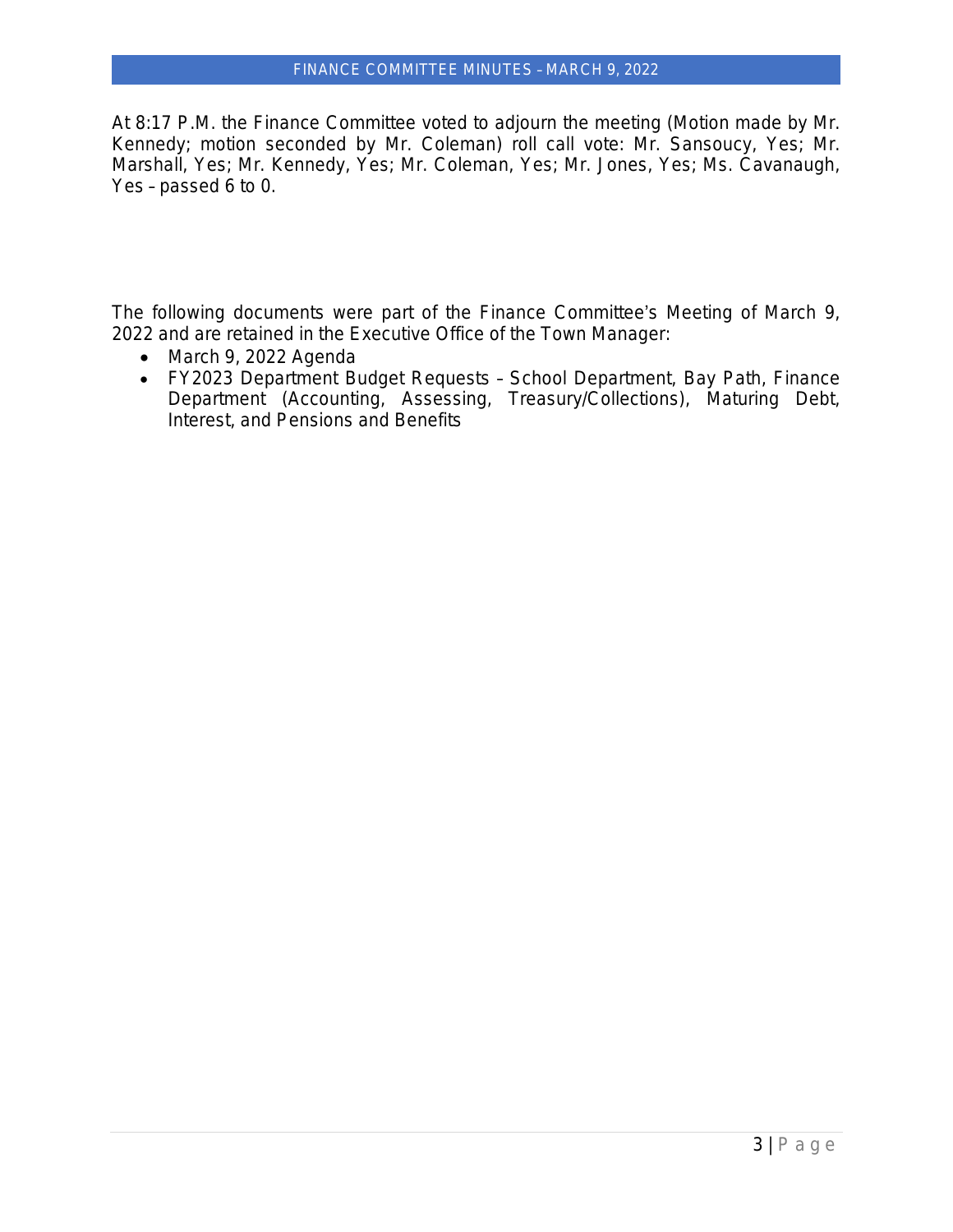At 8:17 P.M. the Finance Committee voted to adjourn the meeting (Motion made by Mr. Kennedy; motion seconded by Mr. Coleman) roll call vote: Mr. Sansoucy, Yes; Mr. Marshall, Yes; Mr. Kennedy, Yes; Mr. Coleman, Yes; Mr. Jones, Yes; Ms. Cavanaugh, Yes – passed 6 to 0.

The following documents were part of the Finance Committee's Meeting of March 9, 2022 and are retained in the Executive Office of the Town Manager:

- March 9, 2022 Agenda
- FY2023 Department Budget Requests – School Department, Bay Path, Finance Department (Accounting, Assessing, Treasury/Collections), Maturing Debt, Interest, and Pensions and Benefits